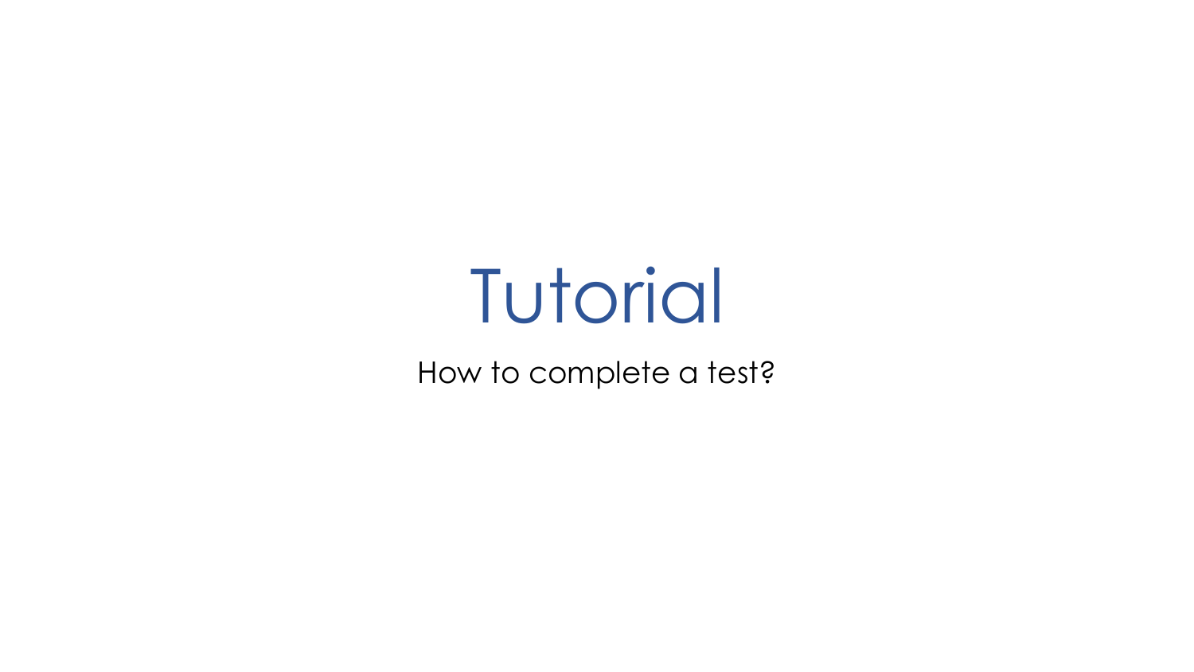# Tutorial

How to complete a test?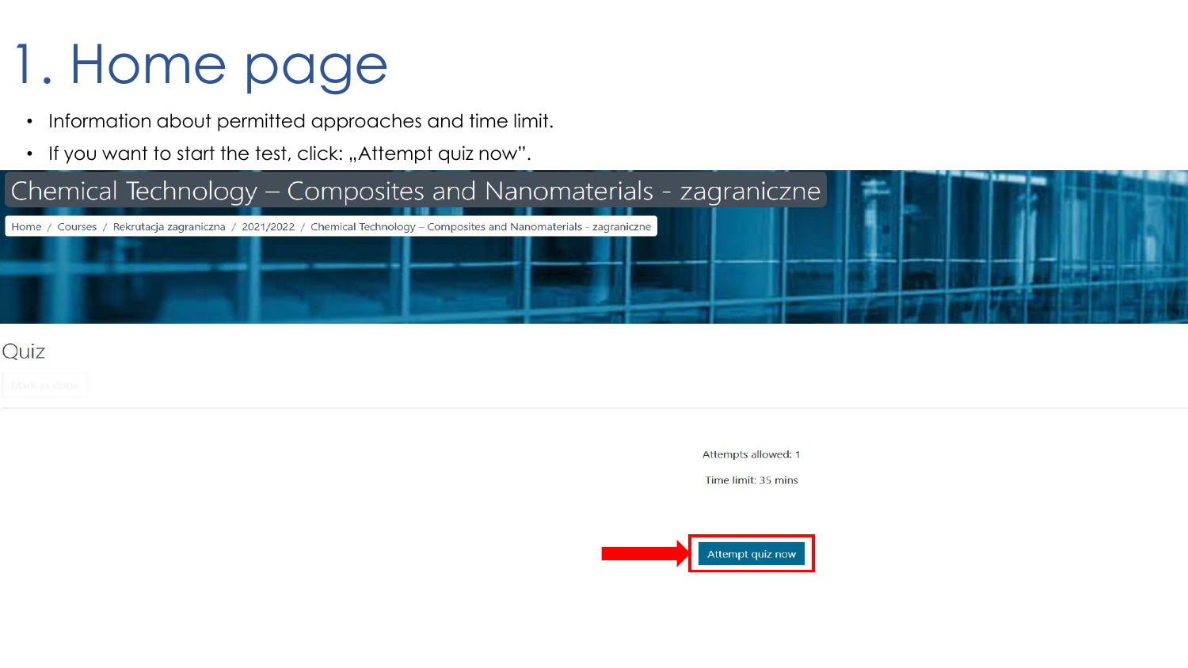# 1. Home page

- Information about permitted approaches and time limit.
- If you want to start the test, click: „Attempt quiz now".

Chemical Technology – Composites and Nanomaterials - zagraniczne

Home / Courses / Rekrutacja zagraniczna / 2021/2022 / Chemical Technology – Composites and Nanomaterials - zagraniczne

Quiz

Mark as done

Attempts allowed: 1

Time limit: 35 mins

Attempt quiz now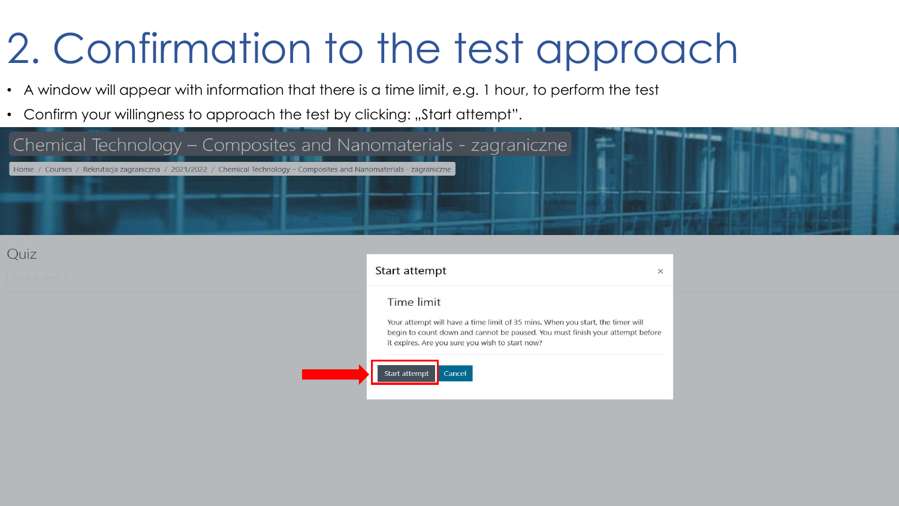# 2. Confirmation to the test approach

- A window will appear with information that there is a time limit, e.g. 1 hour, to perform the test
- Confirm your willingness to approach the test by clicking: „Start attempt".

Chemical Technology – Composites and Nanomaterials - zagraniczne

Home / Courses / Rekrutacja zagraniczna / 2021/2022 / Chemical Technology – Composites and Nanomaterials - zagraniczne

Quiz

Start attempt

Time limit

Your attempt will have a time limit of 35 mins. When you start, the timer will begin to count down and cannot be paused. You must finish your attempt before it expires. Are you sure you wish to start now?

Start attempt | Cancel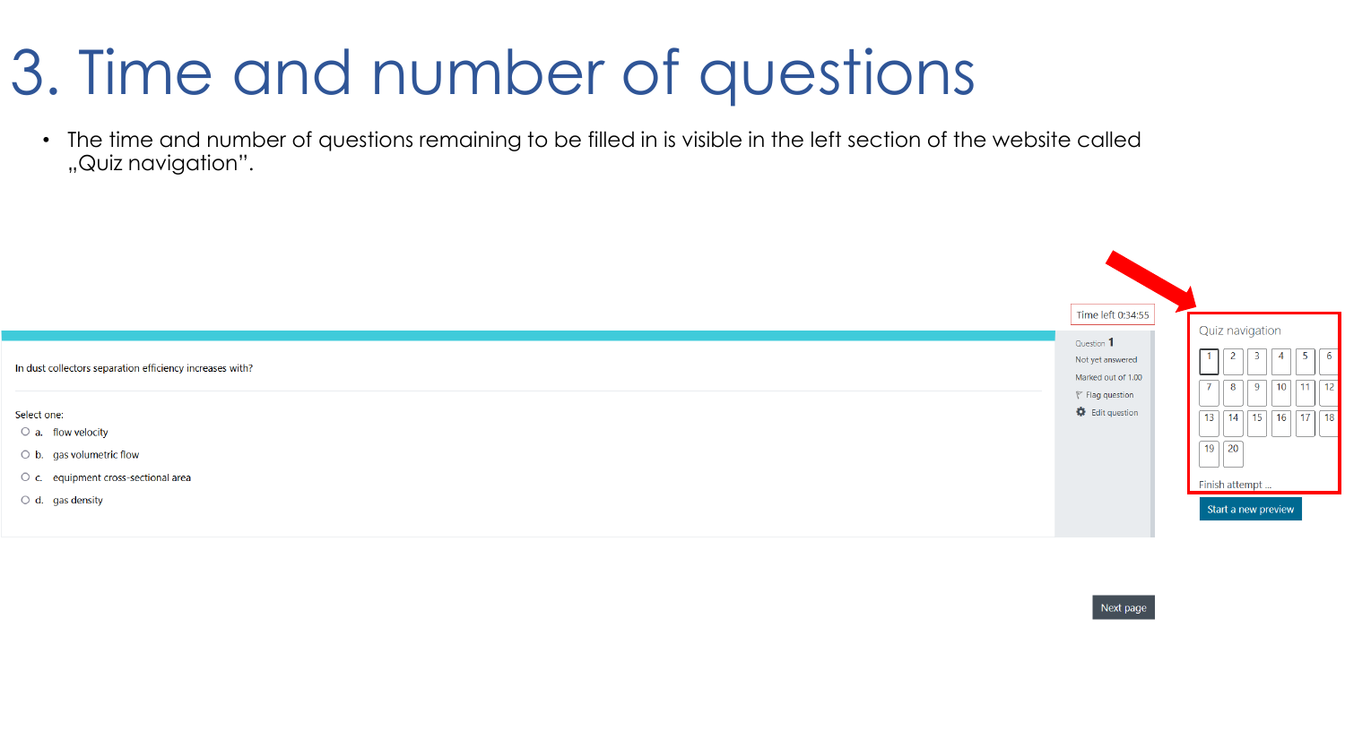# 3. Time and number of questions

- The time and number of questions remaining to be filled in is visible in the left section of the website called „Quiz navigation".

Time left 0:34:55

Question **1**

Not yet answered

Marked out of 1.00

Flag question

Edit question

In dust collectors separation efficiency increases with?

Select one:

- a. flow velocity
- b. gas volumetric flow
- c. equipment cross-sectional area
- d. gas density

Next page

Quiz navigation

1 2 3 4 5 6
7 8 9 10 11 12
13 14 15 16 17 18
19 20

Finish attempt ...

Start a new preview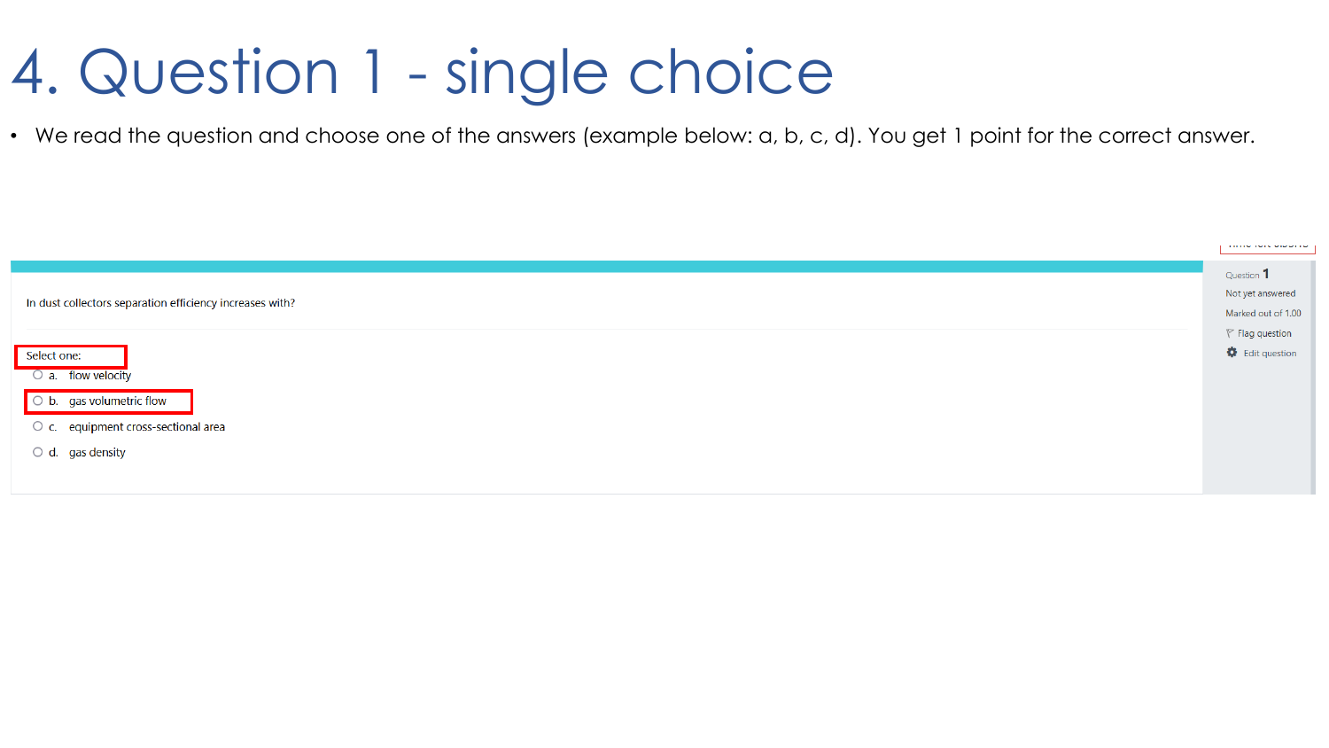# 4. Question 1 - single choice

- We read the question and choose one of the answers (example below: a, b, c, d). You get 1 point for the correct answer.

In dust collectors separation efficiency increases with?

Select one:

- a. flow velocity
- b. gas volumetric flow
- c. equipment cross-sectional area
- d. gas density

Question 1

Not yet answered

Marked out of 1.00

Flag question

Edit question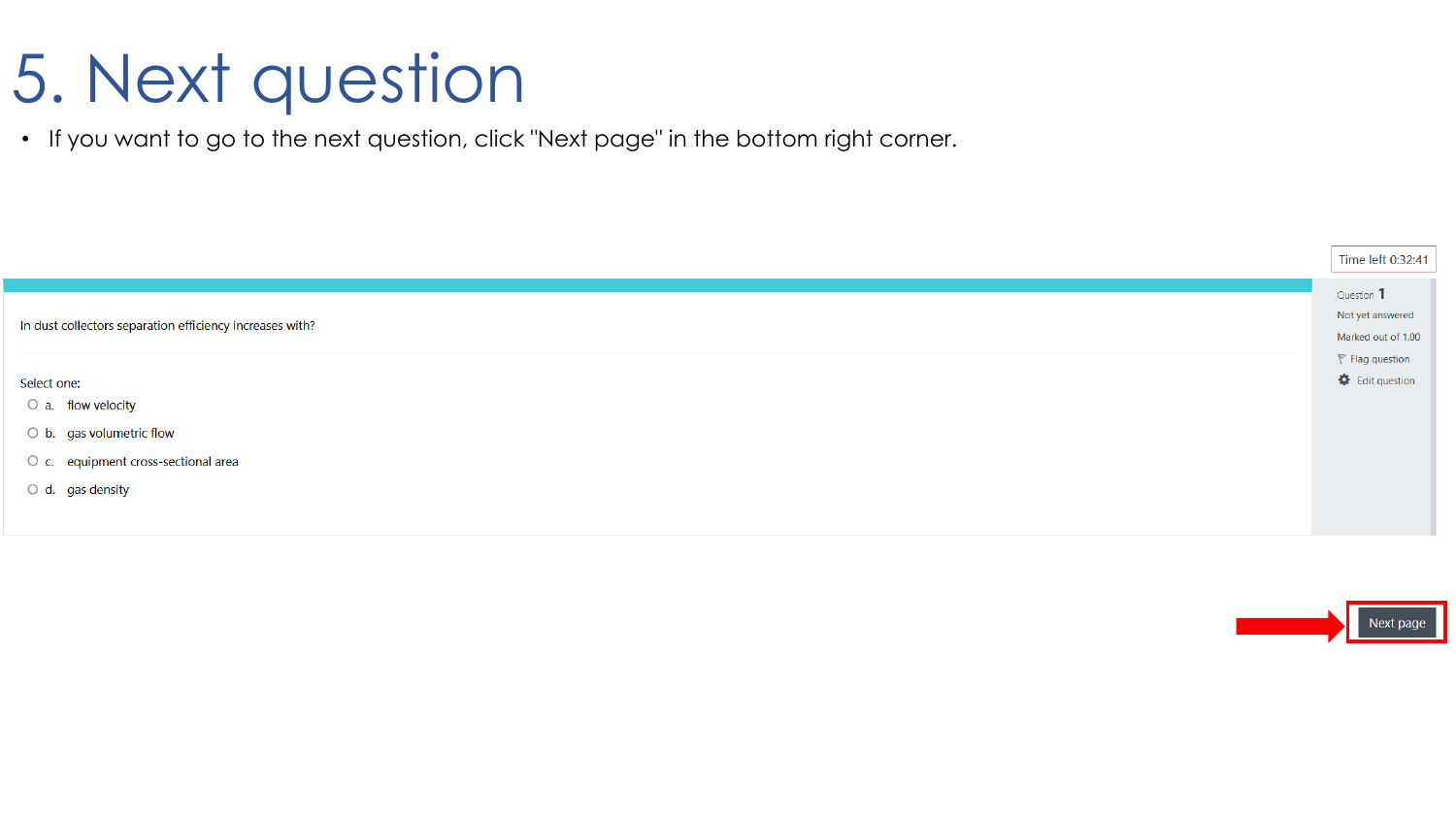# 5. Next question

- If you want to go to the next question, click "Next page" in the bottom right corner.

Time left 0:32:41

In dust collectors separation efficiency increases with?

Select one:

- a. flow velocity
- b. gas volumetric flow
- c. equipment cross-sectional area
- d. gas density

Question 1

Not yet answered

Marked out of 1.00

Flag question

Edit question

Next page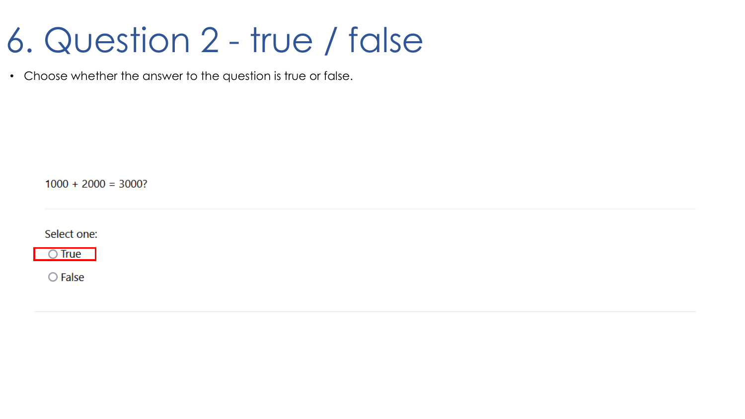# 6. Question 2 - true / false

- Choose whether the answer to the question is true or false.

1000 + 2000 = 3000?

Select one:

- True
- False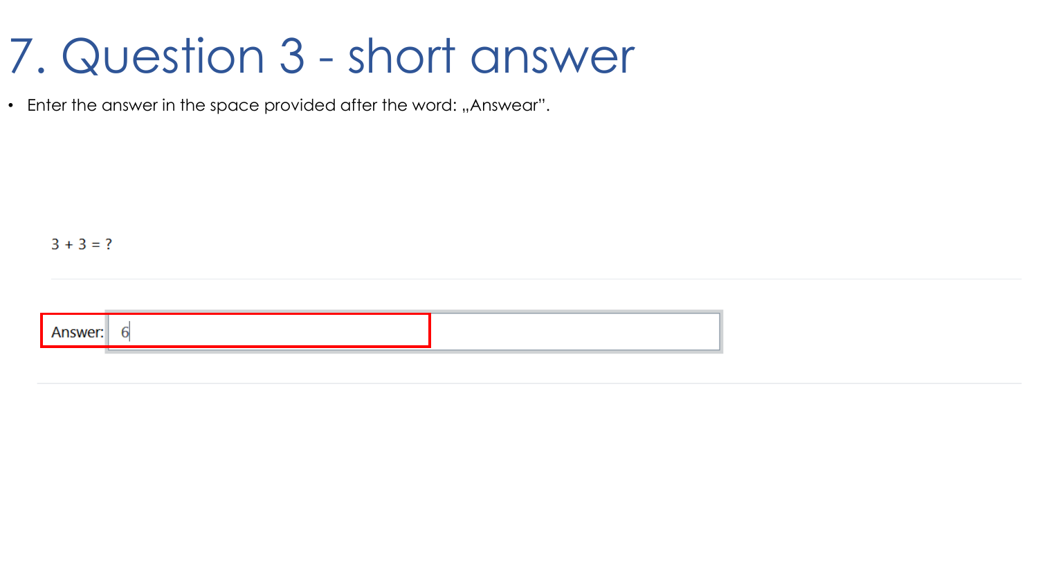# 7. Question 3 - short answer

- Enter the answer in the space provided after the word: „Answear".

3 + 3 = ?

Answer: 6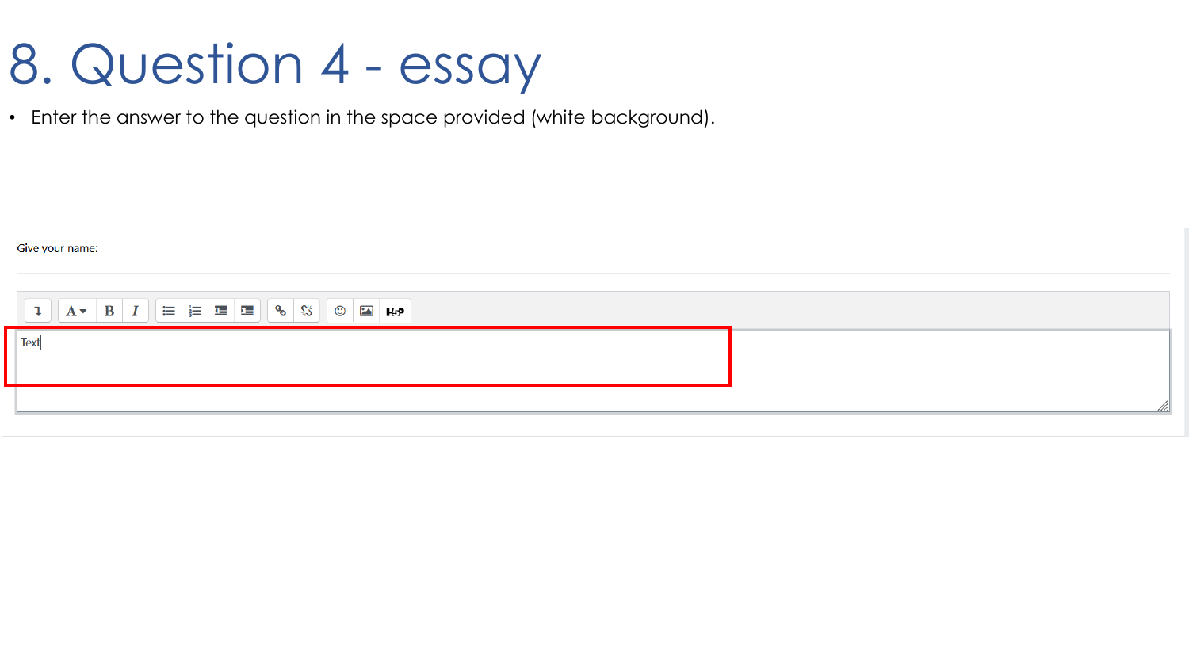# 8. Question 4 - essay

- Enter the answer to the question in the space provided (white background).

Give your name:

Text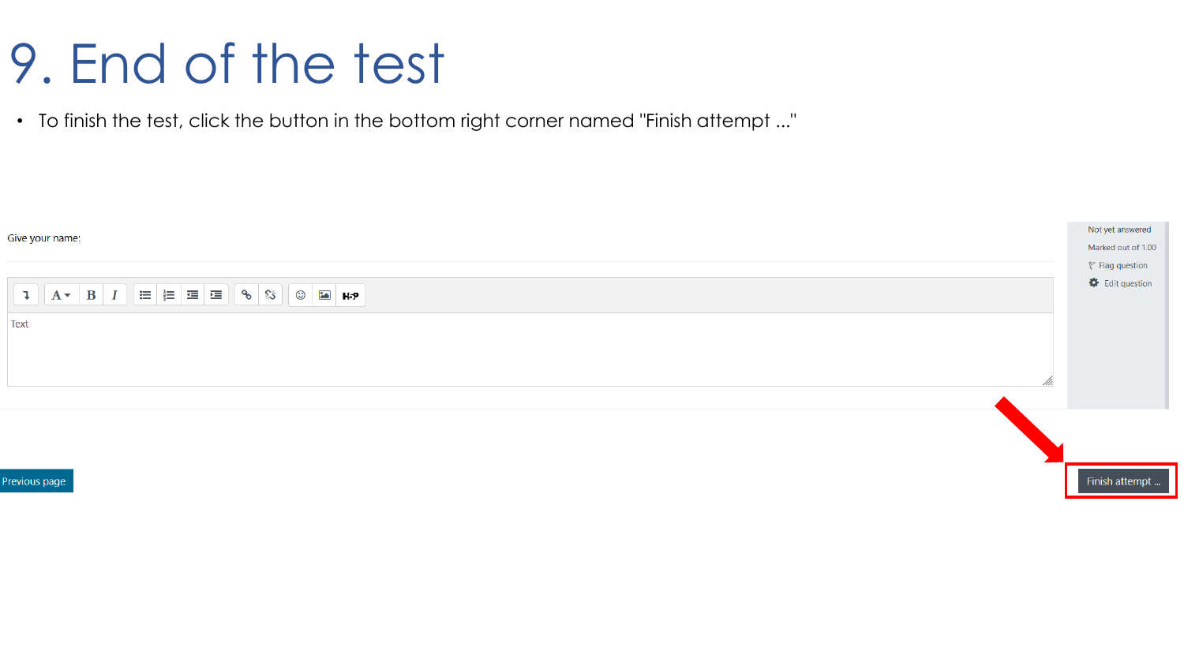# 9. End of the test

- To finish the test, click the button in the bottom right corner named "Finish attempt ..."

Give your name:

Text

Not yet answered

Marked out of 1.00

Flag question

Edit question

Previous page

Finish attempt ...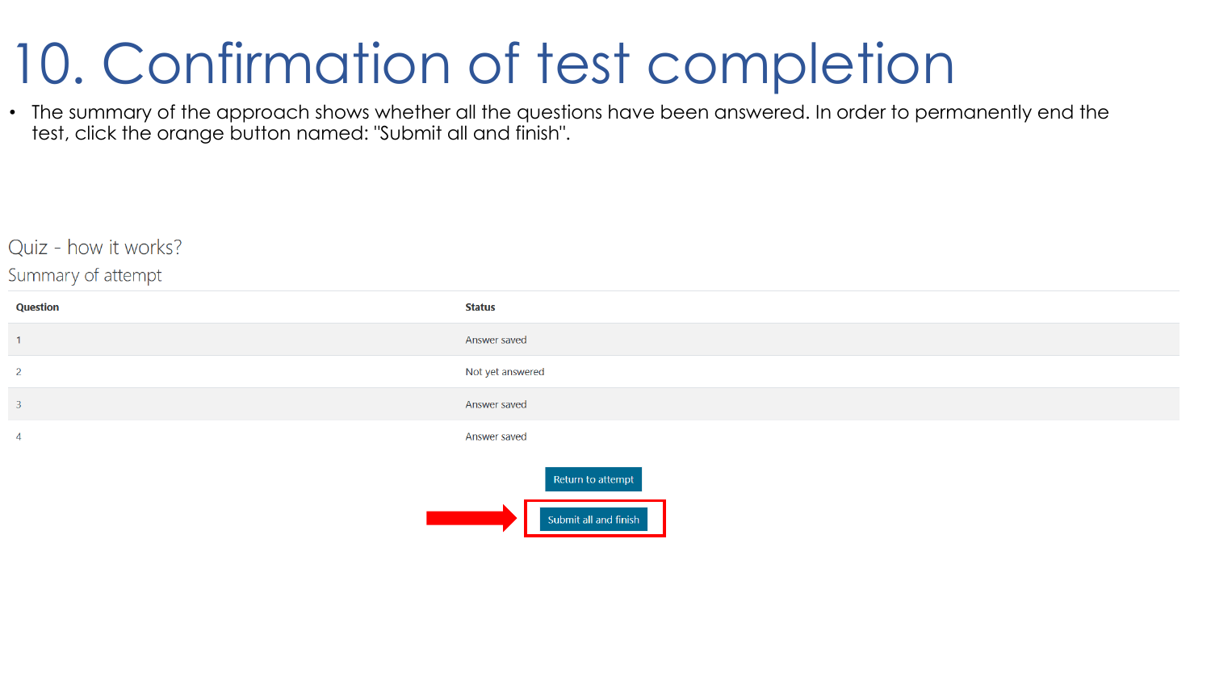# 10. Confirmation of test completion

- The summary of the approach shows whether all the questions have been answered. In order to permanently end the test, click the orange button named: "Submit all and finish".

Quiz - how it works?

Summary of attempt

| Question | Status |
|---|---|
| 1 | Answer saved |
| 2 | Not yet answered |
| 3 | Answer saved |
| 4 | Answer saved |

Return to attempt

Submit all and finish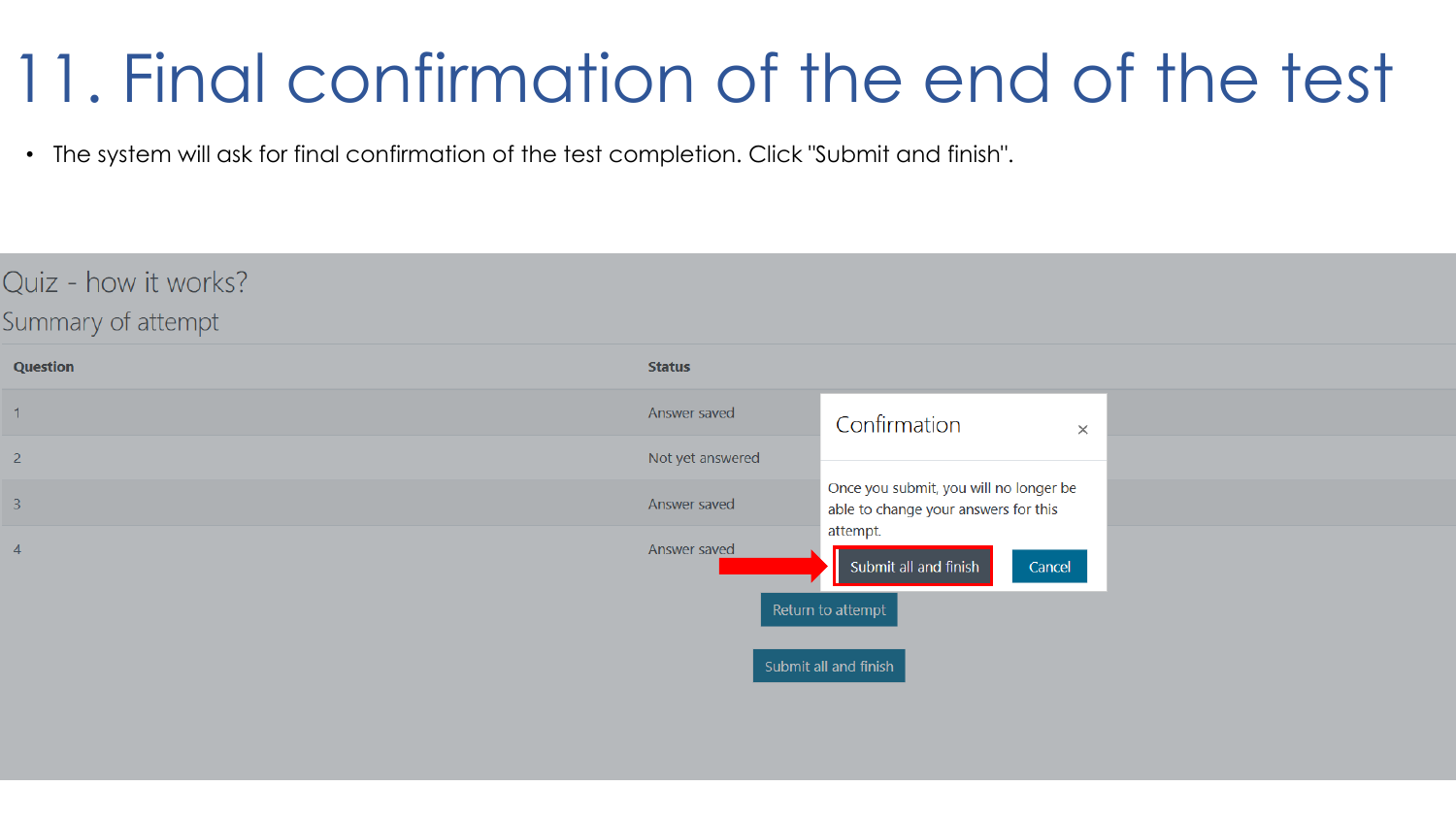# 11. Final confirmation of the end of the test

- The system will ask for final confirmation of the test completion. Click "Submit and finish".

Quiz - how it works?

Summary of attempt

| Question | Status |
|---|---|
| 1 | Answer saved |
| 2 | Not yet answered |
| 3 | Answer saved |
| 4 | Answer saved |

Confirmation

Once you submit, you will no longer be able to change your answers for this attempt.

Submit all and finish | Cancel

Return to attempt

Submit all and finish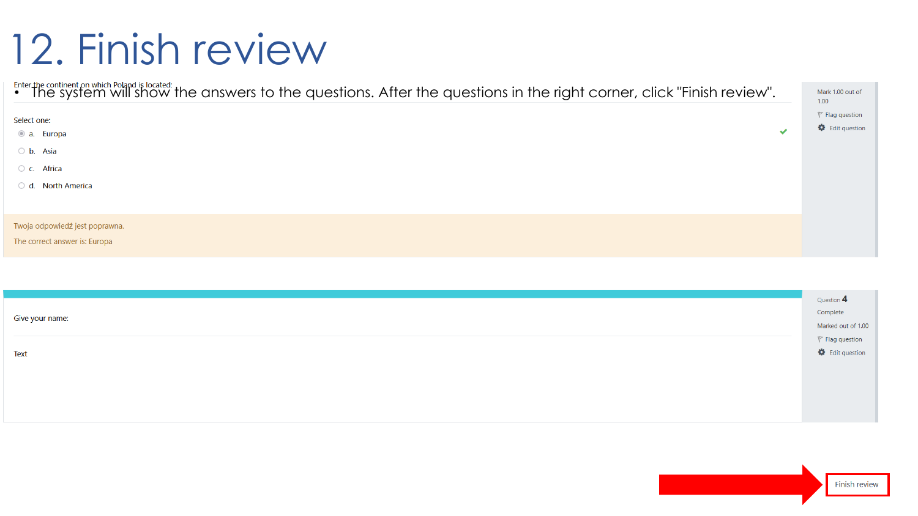# 12. Finish review

- The system will show the answers to the questions. After the questions in the right corner, click "Finish review".

Enter the continent on which Poland is located:

Select one:

- a. Europa
- b. Asia
- c. Africa
- d. North America

Twoja odpowiedź jest poprawna.

The correct answer is: Europa

Mark 1.00 out of 1.00

Flag question

Edit question

Give your name:

Text

Question 4

Complete

Marked out of 1.00

Flag question

Edit question

Finish review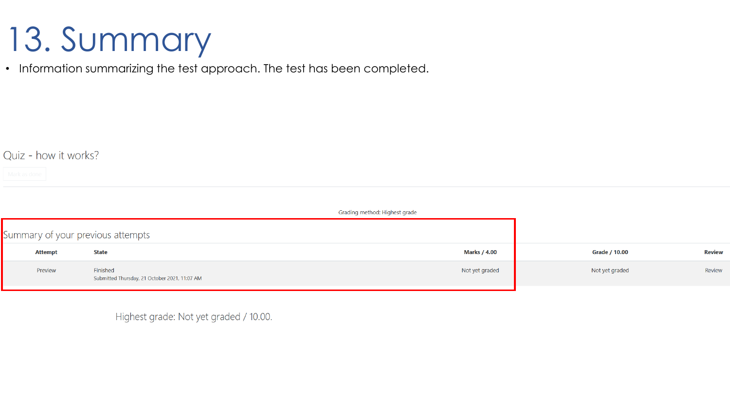# 13. Summary

- Information summarizing the test approach. The test has been completed.

Quiz - how it works?

Mark as done

Grading method: Highest grade

## Summary of your previous attempts

| Attempt | State | Marks / 4.00 | Grade / 10.00 | Review |
|---|---|---|---|---|
| Preview | Finished<br>Submitted Thursday, 21 October 2021, 11:07 AM | Not yet graded | Not yet graded | Review |

Highest grade: Not yet graded / 10.00.